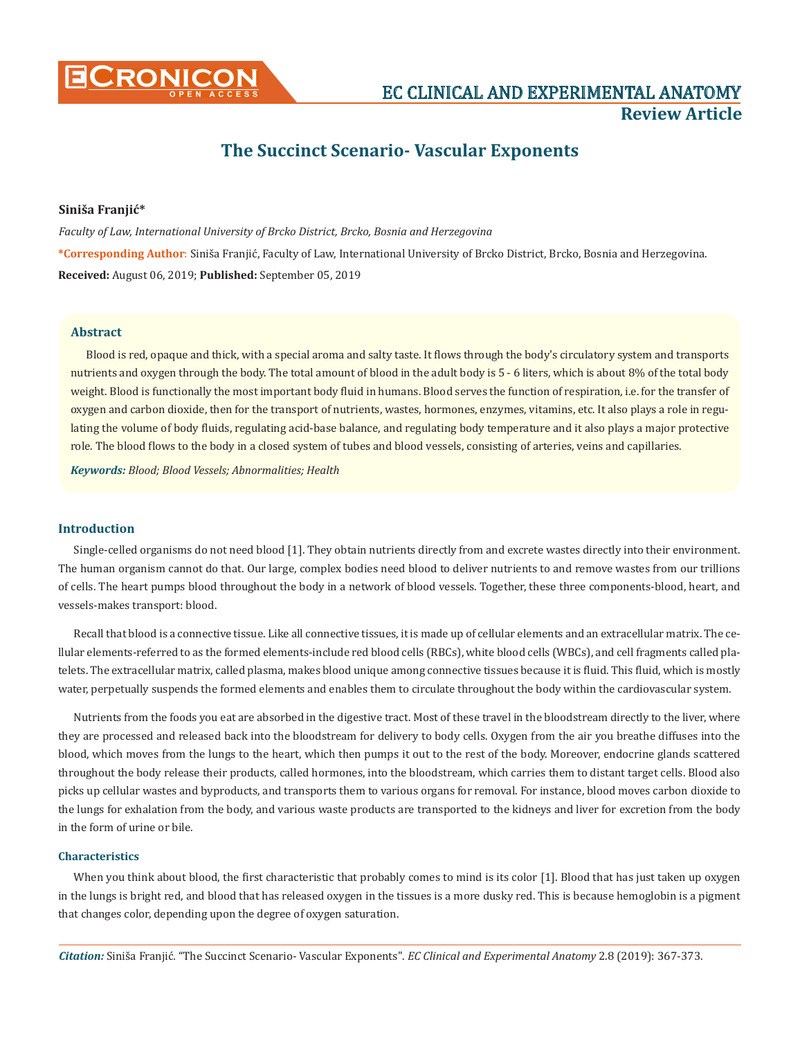# The Succinct Scenario- Vascular Exponents

**Siniša Franjić***

*Faculty of Law, International University of Brcko District, Brcko, Bosnia and Herzegovina*

***Corresponding Author**: Siniša Franjić, Faculty of Law, International University of Brcko District, Brcko, Bosnia and Herzegovina.

**Received:** August 06, 2019; **Published:** September 05, 2019

## Abstract

Blood is red, opaque and thick, with a special aroma and salty taste. It flows through the body's circulatory system and transports nutrients and oxygen through the body. The total amount of blood in the adult body is 5 - 6 liters, which is about 8% of the total body weight. Blood is functionally the most important body fluid in humans. Blood serves the function of respiration, i.e. for the transfer of oxygen and carbon dioxide, then for the transport of nutrients, wastes, hormones, enzymes, vitamins, etc. It also plays a role in regulating the volume of body fluids, regulating acid-base balance, and regulating body temperature and it also plays a major protective role. The blood flows to the body in a closed system of tubes and blood vessels, consisting of arteries, veins and capillaries.

***Keywords:*** *Blood; Blood Vessels; Abnormalities; Health*

## Introduction

Single-celled organisms do not need blood [1]. They obtain nutrients directly from and excrete wastes directly into their environment. The human organism cannot do that. Our large, complex bodies need blood to deliver nutrients to and remove wastes from our trillions of cells. The heart pumps blood throughout the body in a network of blood vessels. Together, these three components-blood, heart, and vessels-makes transport: blood.

Recall that blood is a connective tissue. Like all connective tissues, it is made up of cellular elements and an extracellular matrix. The cellular elements-referred to as the formed elements-include red blood cells (RBCs), white blood cells (WBCs), and cell fragments called platelets. The extracellular matrix, called plasma, makes blood unique among connective tissues because it is fluid. This fluid, which is mostly water, perpetually suspends the formed elements and enables them to circulate throughout the body within the cardiovascular system.

Nutrients from the foods you eat are absorbed in the digestive tract. Most of these travel in the bloodstream directly to the liver, where they are processed and released back into the bloodstream for delivery to body cells. Oxygen from the air you breathe diffuses into the blood, which moves from the lungs to the heart, which then pumps it out to the rest of the body. Moreover, endocrine glands scattered throughout the body release their products, called hormones, into the bloodstream, which carries them to distant target cells. Blood also picks up cellular wastes and byproducts, and transports them to various organs for removal. For instance, blood moves carbon dioxide to the lungs for exhalation from the body, and various waste products are transported to the kidneys and liver for excretion from the body in the form of urine or bile.

### Characteristics

When you think about blood, the first characteristic that probably comes to mind is its color [1]. Blood that has just taken up oxygen in the lungs is bright red, and blood that has released oxygen in the tissues is a more dusky red. This is because hemoglobin is a pigment that changes color, depending upon the degree of oxygen saturation.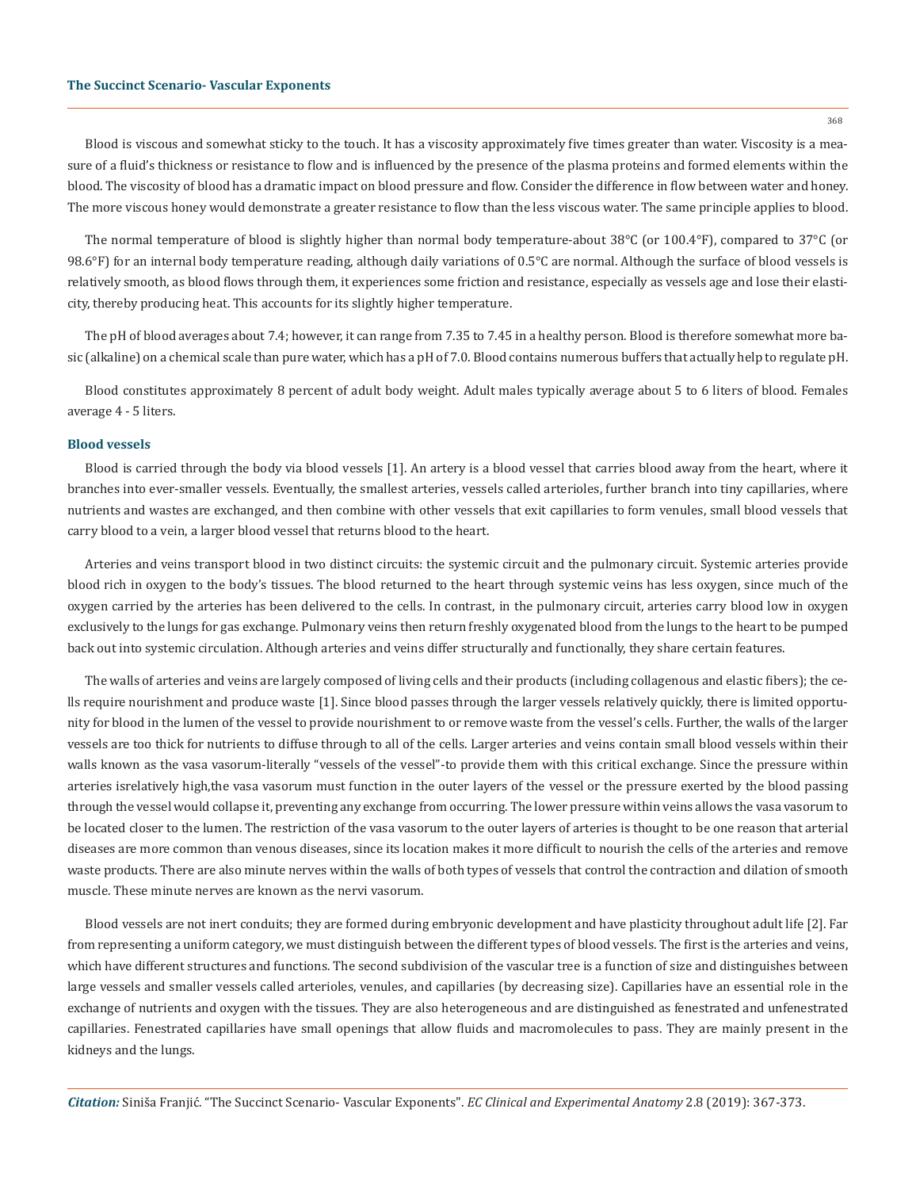Blood is viscous and somewhat sticky to the touch. It has a viscosity approximately five times greater than water. Viscosity is a measure of a fluid's thickness or resistance to flow and is influenced by the presence of the plasma proteins and formed elements within the blood. The viscosity of blood has a dramatic impact on blood pressure and flow. Consider the difference in flow between water and honey. The more viscous honey would demonstrate a greater resistance to flow than the less viscous water. The same principle applies to blood.

The normal temperature of blood is slightly higher than normal body temperature-about 38°C (or 100.4°F), compared to 37°C (or 98.6°F) for an internal body temperature reading, although daily variations of 0.5°C are normal. Although the surface of blood vessels is relatively smooth, as blood flows through them, it experiences some friction and resistance, especially as vessels age and lose their elasticity, thereby producing heat. This accounts for its slightly higher temperature.

The pH of blood averages about 7.4; however, it can range from 7.35 to 7.45 in a healthy person. Blood is therefore somewhat more basic (alkaline) on a chemical scale than pure water, which has a pH of 7.0. Blood contains numerous buffers that actually help to regulate pH.

Blood constitutes approximately 8 percent of adult body weight. Adult males typically average about 5 to 6 liters of blood. Females average 4 - 5 liters.

## Blood vessels

Blood is carried through the body via blood vessels [1]. An artery is a blood vessel that carries blood away from the heart, where it branches into ever-smaller vessels. Eventually, the smallest arteries, vessels called arterioles, further branch into tiny capillaries, where nutrients and wastes are exchanged, and then combine with other vessels that exit capillaries to form venules, small blood vessels that carry blood to a vein, a larger blood vessel that returns blood to the heart.

Arteries and veins transport blood in two distinct circuits: the systemic circuit and the pulmonary circuit. Systemic arteries provide blood rich in oxygen to the body's tissues. The blood returned to the heart through systemic veins has less oxygen, since much of the oxygen carried by the arteries has been delivered to the cells. In contrast, in the pulmonary circuit, arteries carry blood low in oxygen exclusively to the lungs for gas exchange. Pulmonary veins then return freshly oxygenated blood from the lungs to the heart to be pumped back out into systemic circulation. Although arteries and veins differ structurally and functionally, they share certain features.

The walls of arteries and veins are largely composed of living cells and their products (including collagenous and elastic fibers); the cells require nourishment and produce waste [1]. Since blood passes through the larger vessels relatively quickly, there is limited opportunity for blood in the lumen of the vessel to provide nourishment to or remove waste from the vessel's cells. Further, the walls of the larger vessels are too thick for nutrients to diffuse through to all of the cells. Larger arteries and veins contain small blood vessels within their walls known as the vasa vasorum-literally "vessels of the vessel"-to provide them with this critical exchange. Since the pressure within arteries isrelatively high,the vasa vasorum must function in the outer layers of the vessel or the pressure exerted by the blood passing through the vessel would collapse it, preventing any exchange from occurring. The lower pressure within veins allows the vasa vasorum to be located closer to the lumen. The restriction of the vasa vasorum to the outer layers of arteries is thought to be one reason that arterial diseases are more common than venous diseases, since its location makes it more difficult to nourish the cells of the arteries and remove waste products. There are also minute nerves within the walls of both types of vessels that control the contraction and dilation of smooth muscle. These minute nerves are known as the nervi vasorum.

Blood vessels are not inert conduits; they are formed during embryonic development and have plasticity throughout adult life [2]. Far from representing a uniform category, we must distinguish between the different types of blood vessels. The first is the arteries and veins, which have different structures and functions. The second subdivision of the vascular tree is a function of size and distinguishes between large vessels and smaller vessels called arterioles, venules, and capillaries (by decreasing size). Capillaries have an essential role in the exchange of nutrients and oxygen with the tissues. They are also heterogeneous and are distinguished as fenestrated and unfenestrated capillaries. Fenestrated capillaries have small openings that allow fluids and macromolecules to pass. They are mainly present in the kidneys and the lungs.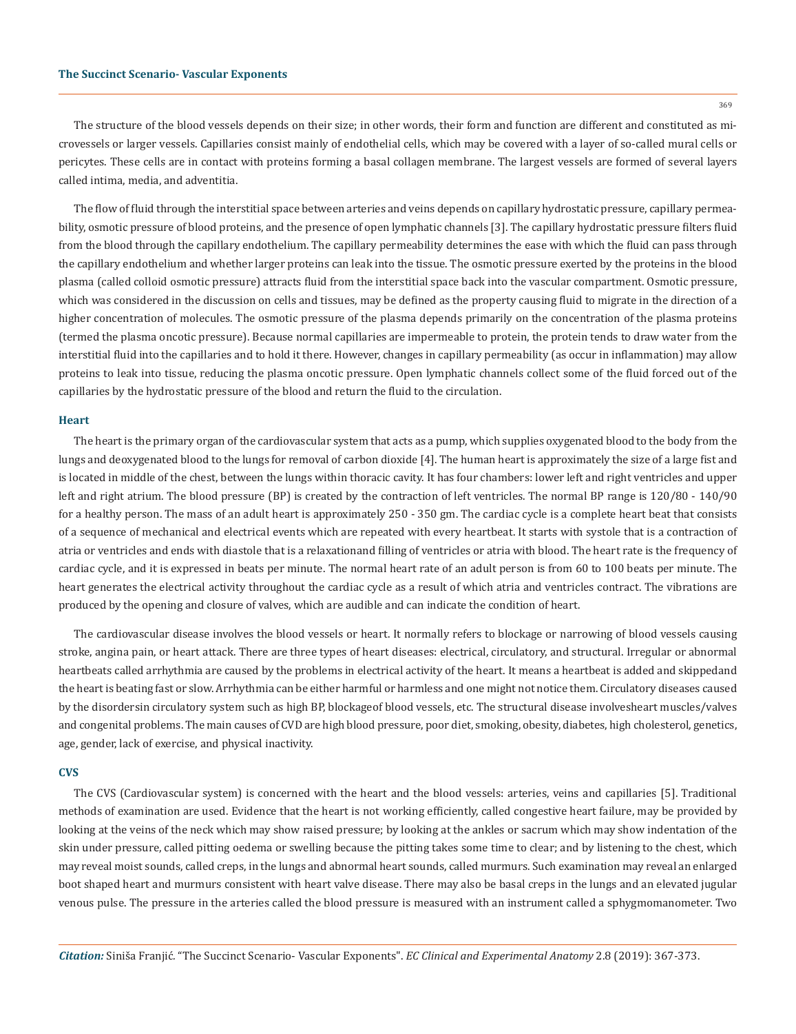The structure of the blood vessels depends on their size; in other words, their form and function are different and constituted as microvessels or larger vessels. Capillaries consist mainly of endothelial cells, which may be covered with a layer of so-called mural cells or pericytes. These cells are in contact with proteins forming a basal collagen membrane. The largest vessels are formed of several layers called intima, media, and adventitia.

The flow of fluid through the interstitial space between arteries and veins depends on capillary hydrostatic pressure, capillary permeability, osmotic pressure of blood proteins, and the presence of open lymphatic channels [3]. The capillary hydrostatic pressure filters fluid from the blood through the capillary endothelium. The capillary permeability determines the ease with which the fluid can pass through the capillary endothelium and whether larger proteins can leak into the tissue. The osmotic pressure exerted by the proteins in the blood plasma (called colloid osmotic pressure) attracts fluid from the interstitial space back into the vascular compartment. Osmotic pressure, which was considered in the discussion on cells and tissues, may be defined as the property causing fluid to migrate in the direction of a higher concentration of molecules. The osmotic pressure of the plasma depends primarily on the concentration of the plasma proteins (termed the plasma oncotic pressure). Because normal capillaries are impermeable to protein, the protein tends to draw water from the interstitial fluid into the capillaries and to hold it there. However, changes in capillary permeability (as occur in inflammation) may allow proteins to leak into tissue, reducing the plasma oncotic pressure. Open lymphatic channels collect some of the fluid forced out of the capillaries by the hydrostatic pressure of the blood and return the fluid to the circulation.

## Heart

The heart is the primary organ of the cardiovascular system that acts as a pump, which supplies oxygenated blood to the body from the lungs and deoxygenated blood to the lungs for removal of carbon dioxide [4]. The human heart is approximately the size of a large fist and is located in middle of the chest, between the lungs within thoracic cavity. It has four chambers: lower left and right ventricles and upper left and right atrium. The blood pressure (BP) is created by the contraction of left ventricles. The normal BP range is 120/80 - 140/90 for a healthy person. The mass of an adult heart is approximately 250 - 350 gm. The cardiac cycle is a complete heart beat that consists of a sequence of mechanical and electrical events which are repeated with every heartbeat. It starts with systole that is a contraction of atria or ventricles and ends with diastole that is a relaxationand filling of ventricles or atria with blood. The heart rate is the frequency of cardiac cycle, and it is expressed in beats per minute. The normal heart rate of an adult person is from 60 to 100 beats per minute. The heart generates the electrical activity throughout the cardiac cycle as a result of which atria and ventricles contract. The vibrations are produced by the opening and closure of valves, which are audible and can indicate the condition of heart.

The cardiovascular disease involves the blood vessels or heart. It normally refers to blockage or narrowing of blood vessels causing stroke, angina pain, or heart attack. There are three types of heart diseases: electrical, circulatory, and structural. Irregular or abnormal heartbeats called arrhythmia are caused by the problems in electrical activity of the heart. It means a heartbeat is added and skippedand the heart is beating fast or slow. Arrhythmia can be either harmful or harmless and one might not notice them. Circulatory diseases caused by the disordersin circulatory system such as high BP, blockageof blood vessels, etc. The structural disease involvesheart muscles/valves and congenital problems. The main causes of CVD are high blood pressure, poor diet, smoking, obesity, diabetes, high cholesterol, genetics, age, gender, lack of exercise, and physical inactivity.

## CVS

The CVS (Cardiovascular system) is concerned with the heart and the blood vessels: arteries, veins and capillaries [5]. Traditional methods of examination are used. Evidence that the heart is not working efficiently, called congestive heart failure, may be provided by looking at the veins of the neck which may show raised pressure; by looking at the ankles or sacrum which may show indentation of the skin under pressure, called pitting oedema or swelling because the pitting takes some time to clear; and by listening to the chest, which may reveal moist sounds, called creps, in the lungs and abnormal heart sounds, called murmurs. Such examination may reveal an enlarged boot shaped heart and murmurs consistent with heart valve disease. There may also be basal creps in the lungs and an elevated jugular venous pulse. The pressure in the arteries called the blood pressure is measured with an instrument called a sphygmomanometer. Two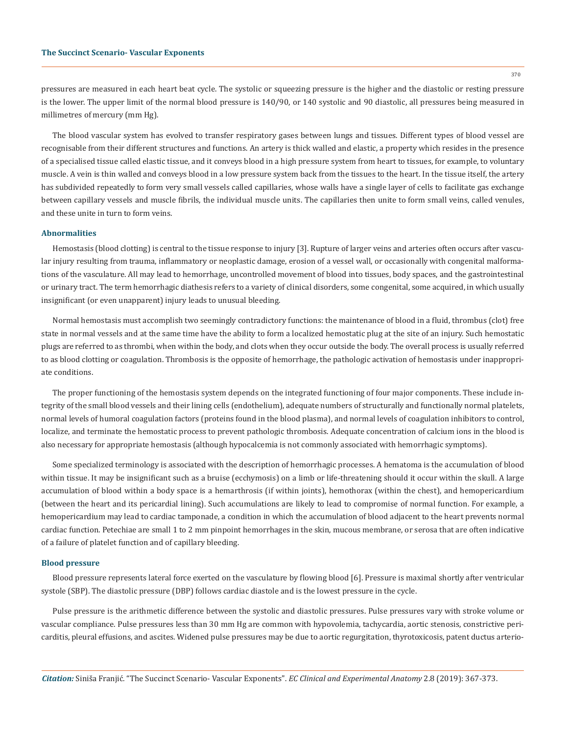pressures are measured in each heart beat cycle. The systolic or squeezing pressure is the higher and the diastolic or resting pressure is the lower. The upper limit of the normal blood pressure is 140/90, or 140 systolic and 90 diastolic, all pressures being measured in millimetres of mercury (mm Hg).

The blood vascular system has evolved to transfer respiratory gases between lungs and tissues. Different types of blood vessel are recognisable from their different structures and functions. An artery is thick walled and elastic, a property which resides in the presence of a specialised tissue called elastic tissue, and it conveys blood in a high pressure system from heart to tissues, for example, to voluntary muscle. A vein is thin walled and conveys blood in a low pressure system back from the tissues to the heart. In the tissue itself, the artery has subdivided repeatedly to form very small vessels called capillaries, whose walls have a single layer of cells to facilitate gas exchange between capillary vessels and muscle fibrils, the individual muscle units. The capillaries then unite to form small veins, called venules, and these unite in turn to form veins.

### Abnormalities

Hemostasis (blood clotting) is central to the tissue response to injury [3]. Rupture of larger veins and arteries often occurs after vascular injury resulting from trauma, inflammatory or neoplastic damage, erosion of a vessel wall, or occasionally with congenital malformations of the vasculature. All may lead to hemorrhage, uncontrolled movement of blood into tissues, body spaces, and the gastrointestinal or urinary tract. The term hemorrhagic diathesis refers to a variety of clinical disorders, some congenital, some acquired, in which usually insignificant (or even unapparent) injury leads to unusual bleeding.

Normal hemostasis must accomplish two seemingly contradictory functions: the maintenance of blood in a fluid, thrombus (clot) free state in normal vessels and at the same time have the ability to form a localized hemostatic plug at the site of an injury. Such hemostatic plugs are referred to as thrombi, when within the body, and clots when they occur outside the body. The overall process is usually referred to as blood clotting or coagulation. Thrombosis is the opposite of hemorrhage, the pathologic activation of hemostasis under inappropriate conditions.

The proper functioning of the hemostasis system depends on the integrated functioning of four major components. These include integrity of the small blood vessels and their lining cells (endothelium), adequate numbers of structurally and functionally normal platelets, normal levels of humoral coagulation factors (proteins found in the blood plasma), and normal levels of coagulation inhibitors to control, localize, and terminate the hemostatic process to prevent pathologic thrombosis. Adequate concentration of calcium ions in the blood is also necessary for appropriate hemostasis (although hypocalcemia is not commonly associated with hemorrhagic symptoms).

Some specialized terminology is associated with the description of hemorrhagic processes. A hematoma is the accumulation of blood within tissue. It may be insignificant such as a bruise (ecchymosis) on a limb or life-threatening should it occur within the skull. A large accumulation of blood within a body space is a hemarthrosis (if within joints), hemothorax (within the chest), and hemopericardium (between the heart and its pericardial lining). Such accumulations are likely to lead to compromise of normal function. For example, a hemopericardium may lead to cardiac tamponade, a condition in which the accumulation of blood adjacent to the heart prevents normal cardiac function. Petechiae are small 1 to 2 mm pinpoint hemorrhages in the skin, mucous membrane, or serosa that are often indicative of a failure of platelet function and of capillary bleeding.

### Blood pressure

Blood pressure represents lateral force exerted on the vasculature by flowing blood [6]. Pressure is maximal shortly after ventricular systole (SBP). The diastolic pressure (DBP) follows cardiac diastole and is the lowest pressure in the cycle.

Pulse pressure is the arithmetic difference between the systolic and diastolic pressures. Pulse pressures vary with stroke volume or vascular compliance. Pulse pressures less than 30 mm Hg are common with hypovolemia, tachycardia, aortic stenosis, constrictive pericarditis, pleural effusions, and ascites. Widened pulse pressures may be due to aortic regurgitation, thyrotoxicosis, patent ductus arterio-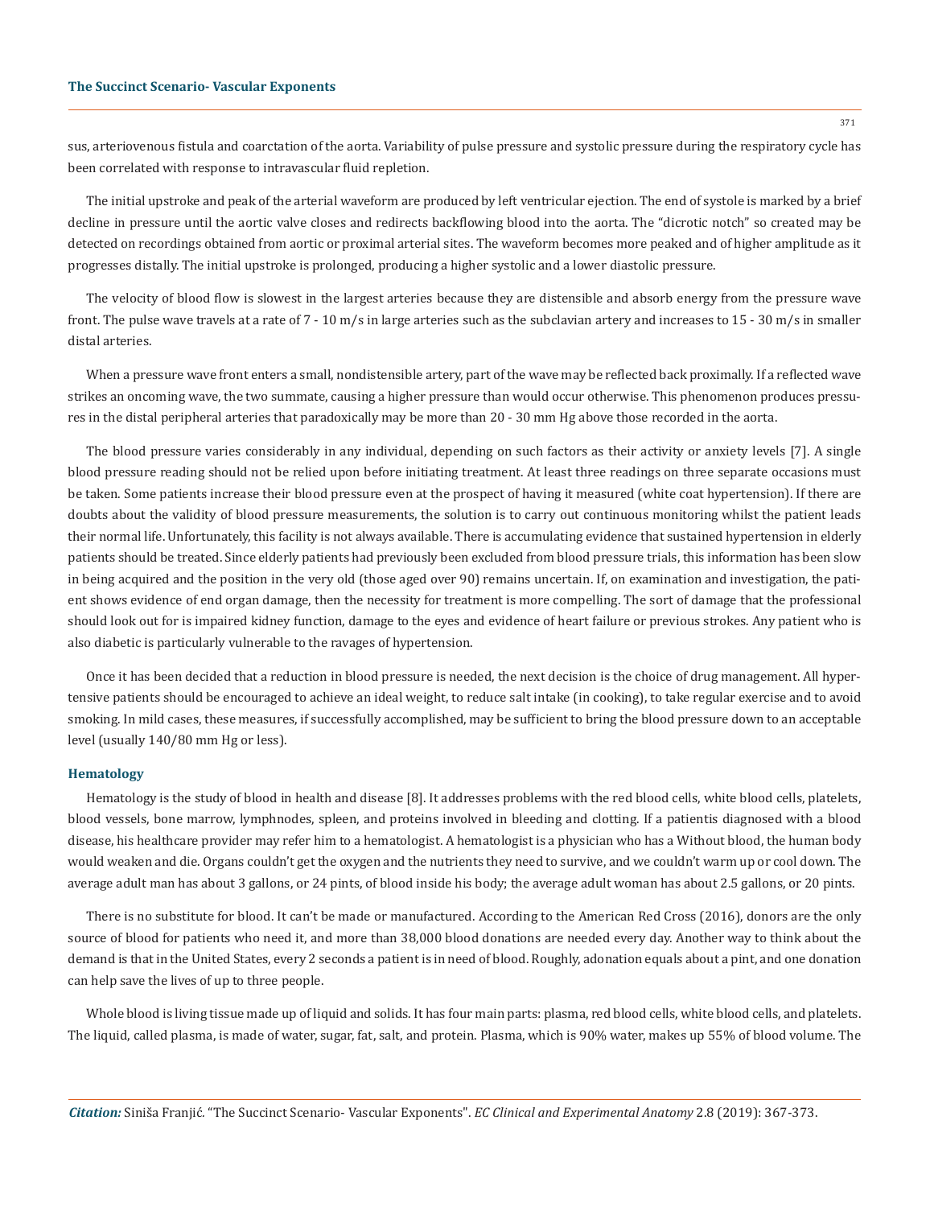sus, arteriovenous fistula and coarctation of the aorta. Variability of pulse pressure and systolic pressure during the respiratory cycle has been correlated with response to intravascular fluid repletion.

The initial upstroke and peak of the arterial waveform are produced by left ventricular ejection. The end of systole is marked by a brief decline in pressure until the aortic valve closes and redirects backflowing blood into the aorta. The "dicrotic notch" so created may be detected on recordings obtained from aortic or proximal arterial sites. The waveform becomes more peaked and of higher amplitude as it progresses distally. The initial upstroke is prolonged, producing a higher systolic and a lower diastolic pressure.

The velocity of blood flow is slowest in the largest arteries because they are distensible and absorb energy from the pressure wave front. The pulse wave travels at a rate of 7 - 10 m/s in large arteries such as the subclavian artery and increases to 15 - 30 m/s in smaller distal arteries.

When a pressure wave front enters a small, nondistensible artery, part of the wave may be reflected back proximally. If a reflected wave strikes an oncoming wave, the two summate, causing a higher pressure than would occur otherwise. This phenomenon produces pressures in the distal peripheral arteries that paradoxically may be more than 20 - 30 mm Hg above those recorded in the aorta.

The blood pressure varies considerably in any individual, depending on such factors as their activity or anxiety levels [7]. A single blood pressure reading should not be relied upon before initiating treatment. At least three readings on three separate occasions must be taken. Some patients increase their blood pressure even at the prospect of having it measured (white coat hypertension). If there are doubts about the validity of blood pressure measurements, the solution is to carry out continuous monitoring whilst the patient leads their normal life. Unfortunately, this facility is not always available. There is accumulating evidence that sustained hypertension in elderly patients should be treated. Since elderly patients had previously been excluded from blood pressure trials, this information has been slow in being acquired and the position in the very old (those aged over 90) remains uncertain. If, on examination and investigation, the patient shows evidence of end organ damage, then the necessity for treatment is more compelling. The sort of damage that the professional should look out for is impaired kidney function, damage to the eyes and evidence of heart failure or previous strokes. Any patient who is also diabetic is particularly vulnerable to the ravages of hypertension.

Once it has been decided that a reduction in blood pressure is needed, the next decision is the choice of drug management. All hypertensive patients should be encouraged to achieve an ideal weight, to reduce salt intake (in cooking), to take regular exercise and to avoid smoking. In mild cases, these measures, if successfully accomplished, may be sufficient to bring the blood pressure down to an acceptable level (usually 140/80 mm Hg or less).

## Hematology

Hematology is the study of blood in health and disease [8]. It addresses problems with the red blood cells, white blood cells, platelets, blood vessels, bone marrow, lymphnodes, spleen, and proteins involved in bleeding and clotting. If a patientis diagnosed with a blood disease, his healthcare provider may refer him to a hematologist. A hematologist is a physician who has a Without blood, the human body would weaken and die. Organs couldn't get the oxygen and the nutrients they need to survive, and we couldn't warm up or cool down. The average adult man has about 3 gallons, or 24 pints, of blood inside his body; the average adult woman has about 2.5 gallons, or 20 pints.

There is no substitute for blood. It can't be made or manufactured. According to the American Red Cross (2016), donors are the only source of blood for patients who need it, and more than 38,000 blood donations are needed every day. Another way to think about the demand is that in the United States, every 2 seconds a patient is in need of blood. Roughly, adonation equals about a pint, and one donation can help save the lives of up to three people.

Whole blood is living tissue made up of liquid and solids. It has four main parts: plasma, red blood cells, white blood cells, and platelets. The liquid, called plasma, is made of water, sugar, fat, salt, and protein. Plasma, which is 90% water, makes up 55% of blood volume. The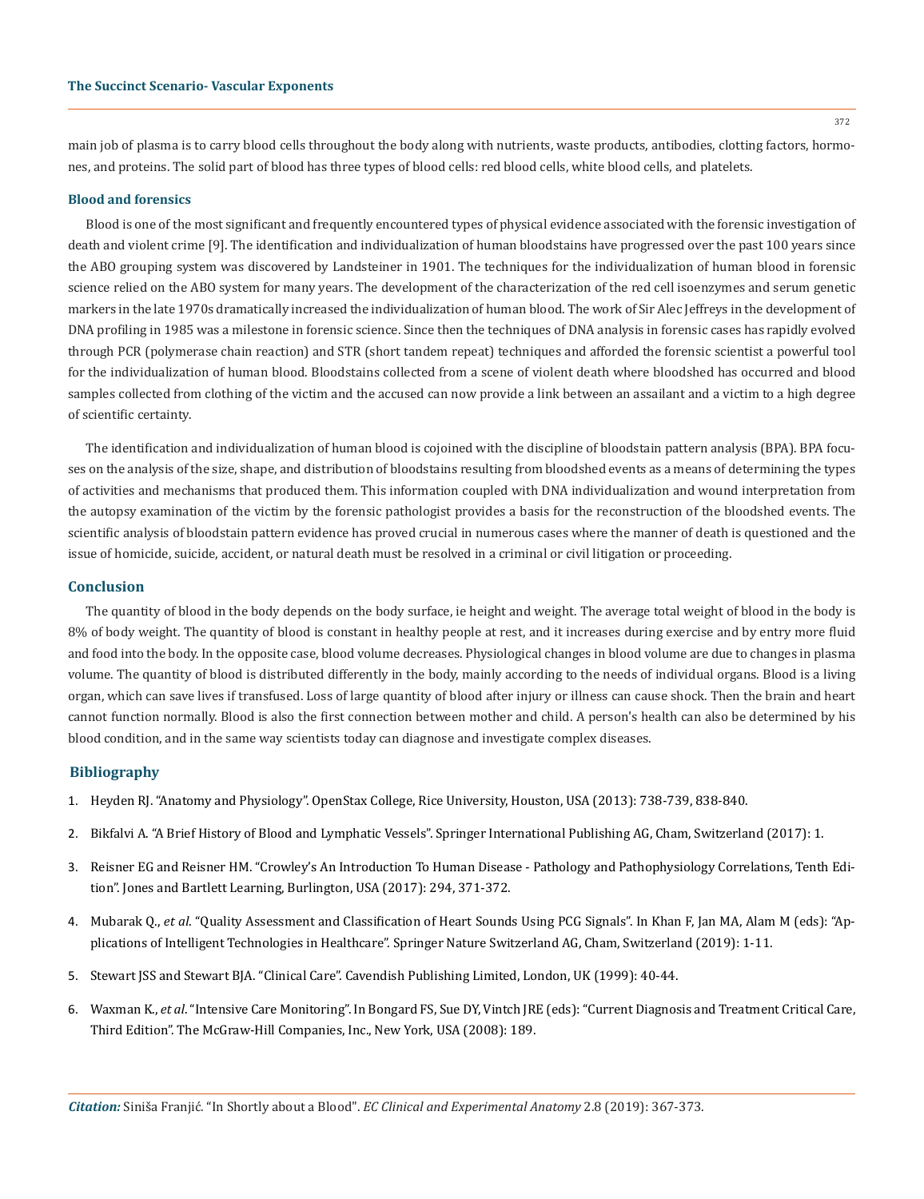main job of plasma is to carry blood cells throughout the body along with nutrients, waste products, antibodies, clotting factors, hormones, and proteins. The solid part of blood has three types of blood cells: red blood cells, white blood cells, and platelets.

### Blood and forensics

Blood is one of the most significant and frequently encountered types of physical evidence associated with the forensic investigation of death and violent crime [9]. The identification and individualization of human bloodstains have progressed over the past 100 years since the ABO grouping system was discovered by Landsteiner in 1901. The techniques for the individualization of human blood in forensic science relied on the ABO system for many years. The development of the characterization of the red cell isoenzymes and serum genetic markers in the late 1970s dramatically increased the individualization of human blood. The work of Sir Alec Jeffreys in the development of DNA profiling in 1985 was a milestone in forensic science. Since then the techniques of DNA analysis in forensic cases has rapidly evolved through PCR (polymerase chain reaction) and STR (short tandem repeat) techniques and afforded the forensic scientist a powerful tool for the individualization of human blood. Bloodstains collected from a scene of violent death where bloodshed has occurred and blood samples collected from clothing of the victim and the accused can now provide a link between an assailant and a victim to a high degree of scientific certainty.

The identification and individualization of human blood is cojoined with the discipline of bloodstain pattern analysis (BPA). BPA focuses on the analysis of the size, shape, and distribution of bloodstains resulting from bloodshed events as a means of determining the types of activities and mechanisms that produced them. This information coupled with DNA individualization and wound interpretation from the autopsy examination of the victim by the forensic pathologist provides a basis for the reconstruction of the bloodshed events. The scientific analysis of bloodstain pattern evidence has proved crucial in numerous cases where the manner of death is questioned and the issue of homicide, suicide, accident, or natural death must be resolved in a criminal or civil litigation or proceeding.

## Conclusion

The quantity of blood in the body depends on the body surface, ie height and weight. The average total weight of blood in the body is 8% of body weight. The quantity of blood is constant in healthy people at rest, and it increases during exercise and by entry more fluid and food into the body. In the opposite case, blood volume decreases. Physiological changes in blood volume are due to changes in plasma volume. The quantity of blood is distributed differently in the body, mainly according to the needs of individual organs. Blood is a living organ, which can save lives if transfused. Loss of large quantity of blood after injury or illness can cause shock. Then the brain and heart cannot function normally. Blood is also the first connection between mother and child. A person's health can also be determined by his blood condition, and in the same way scientists today can diagnose and investigate complex diseases.

## Bibliography

1. Heyden RJ. "Anatomy and Physiology". OpenStax College, Rice University, Houston, USA (2013): 738-739, 838-840.
2. Bikfalvi A. "A Brief History of Blood and Lymphatic Vessels". Springer International Publishing AG, Cham, Switzerland (2017): 1.
3. Reisner EG and Reisner HM. "Crowley's An Introduction To Human Disease - Pathology and Pathophysiology Correlations, Tenth Edition". Jones and Bartlett Learning, Burlington, USA (2017): 294, 371-372.
4. Mubarak Q., *et al*. "Quality Assessment and Classification of Heart Sounds Using PCG Signals". In Khan F, Jan MA, Alam M (eds): "Applications of Intelligent Technologies in Healthcare". Springer Nature Switzerland AG, Cham, Switzerland (2019): 1-11.
5. Stewart JSS and Stewart BJA. "Clinical Care". Cavendish Publishing Limited, London, UK (1999): 40-44.
6. Waxman K., *et al*. "Intensive Care Monitoring". In Bongard FS, Sue DY, Vintch JRE (eds): "Current Diagnosis and Treatment Critical Care, Third Edition". The McGraw-Hill Companies, Inc., New York, USA (2008): 189.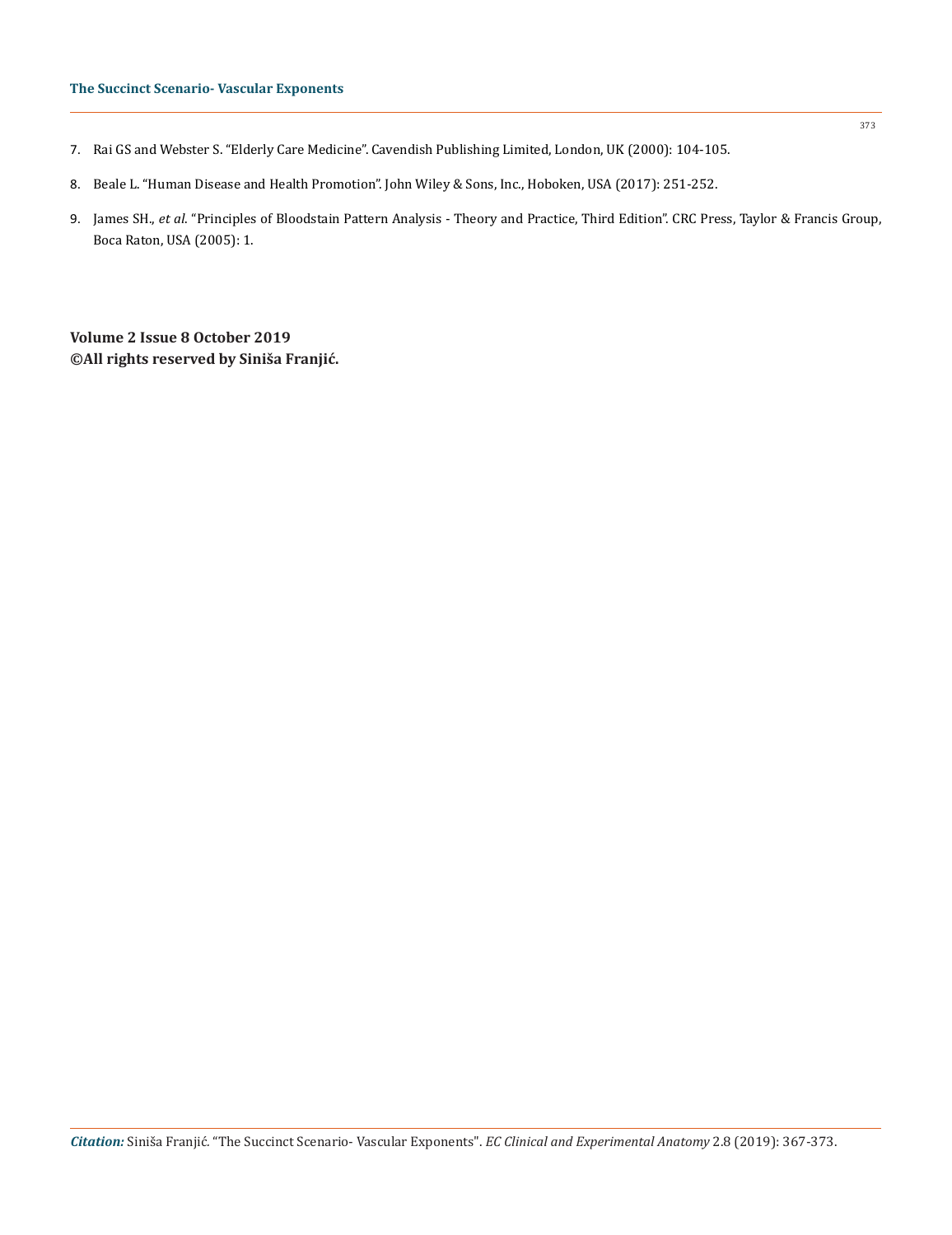7. Rai GS and Webster S. "Elderly Care Medicine". Cavendish Publishing Limited, London, UK (2000): 104-105.
8. Beale L. "Human Disease and Health Promotion". John Wiley & Sons, Inc., Hoboken, USA (2017): 251-252.
9. James SH., *et al*. "Principles of Bloodstain Pattern Analysis - Theory and Practice, Third Edition". CRC Press, Taylor & Francis Group, Boca Raton, USA (2005): 1.

**Volume 2 Issue 8 October 2019**
**©All rights reserved by Siniša Franjić.**